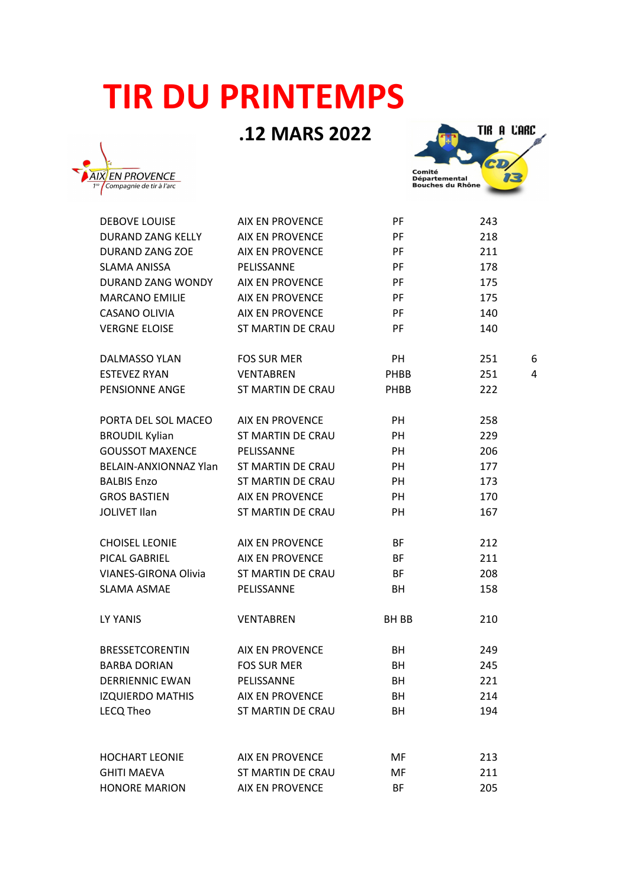# TIR DU PRINTEMPS

## .12 MARS 2022

AIX EN PROVENCE
1re Compagnie de tir à l'arc

TIR A L'ARC
Comité Départemental Bouches du Rhône
CD 13

| | | | | |
|---|---|---|---|---|
| DEBOVE LOUISE | AIX EN PROVENCE | PF | 243 | |
| DURAND ZANG KELLY | AIX EN PROVENCE | PF | 218 | |
| DURAND ZANG ZOE | AIX EN PROVENCE | PF | 211 | |
| SLAMA ANISSA | PELISSANNE | PF | 178 | |
| DURAND ZANG WONDY | AIX EN PROVENCE | PF | 175 | |
| MARCANO EMILIE | AIX EN PROVENCE | PF | 175 | |
| CASANO OLIVIA | AIX EN PROVENCE | PF | 140 | |
| VERGNE ELOISE | ST MARTIN DE CRAU | PF | 140 | |
| | | | | |
| DALMASSO YLAN | FOS SUR MER | PH | 251 | 6 |
| ESTEVEZ RYAN | VENTABREN | PHBB | 251 | 4 |
| PENSIONNE ANGE | ST MARTIN DE CRAU | PHBB | 222 | |
| | | | | |
| PORTA DEL SOL MACEO | AIX EN PROVENCE | PH | 258 | |
| BROUDIL Kylian | ST MARTIN DE CRAU | PH | 229 | |
| GOUSSOT MAXENCE | PELISSANNE | PH | 206 | |
| BELAIN-ANXIONNAZ Ylan | ST MARTIN DE CRAU | PH | 177 | |
| BALBIS Enzo | ST MARTIN DE CRAU | PH | 173 | |
| GROS BASTIEN | AIX EN PROVENCE | PH | 170 | |
| JOLIVET Ilan | ST MARTIN DE CRAU | PH | 167 | |
| | | | | |
| CHOISEL LEONIE | AIX EN PROVENCE | BF | 212 | |
| PICAL GABRIEL | AIX EN PROVENCE | BF | 211 | |
| VIANES-GIRONA Olivia | ST MARTIN DE CRAU | BF | 208 | |
| SLAMA ASMAE | PELISSANNE | BH | 158 | |
| | | | | |
| LY YANIS | VENTABREN | BH BB | 210 | |
| | | | | |
| BRESSETCORENTIN | AIX EN PROVENCE | BH | 249 | |
| BARBA DORIAN | FOS SUR MER | BH | 245 | |
| DERRIENNIC EWAN | PELISSANNE | BH | 221 | |
| IZQUIERDO MATHIS | AIX EN PROVENCE | BH | 214 | |
| LECQ Theo | ST MARTIN DE CRAU | BH | 194 | |
| | | | | |
| HOCHART LEONIE | AIX EN PROVENCE | MF | 213 | |
| GHITI MAEVA | ST MARTIN DE CRAU | MF | 211 | |
| HONORE MARION | AIX EN PROVENCE | BF | 205 | |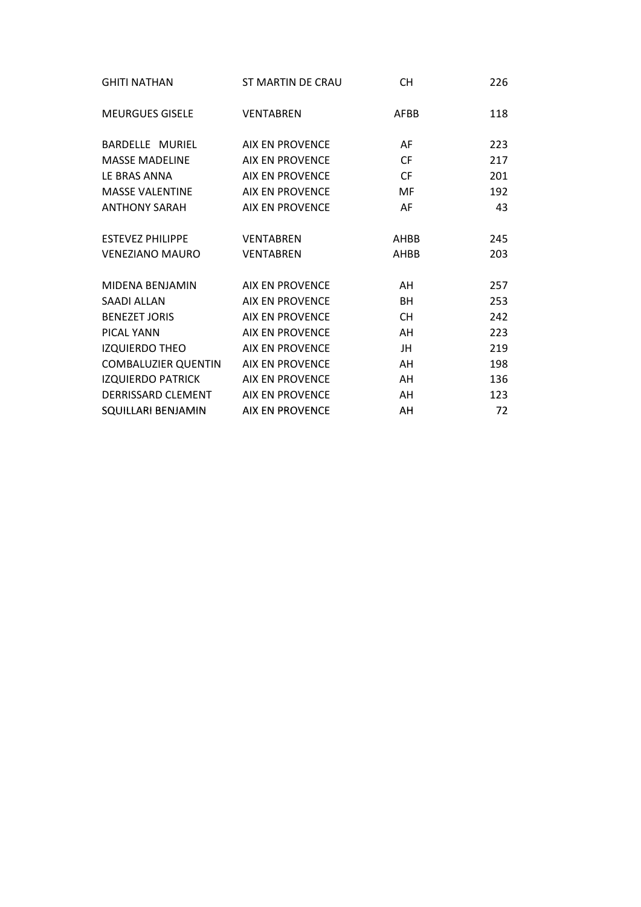| | | | |
|---|---|---|---|
| GHITI NATHAN | ST MARTIN DE CRAU | CH | 226 |
| | | | |
| MEURGUES GISELE | VENTABREN | AFBB | 118 |
| | | | |
| BARDELLE MURIEL | AIX EN PROVENCE | AF | 223 |
| MASSE MADELINE | AIX EN PROVENCE | CF | 217 |
| LE BRAS ANNA | AIX EN PROVENCE | CF | 201 |
| MASSE VALENTINE | AIX EN PROVENCE | MF | 192 |
| ANTHONY SARAH | AIX EN PROVENCE | AF | 43 |
| | | | |
| ESTEVEZ PHILIPPE | VENTABREN | AHBB | 245 |
| VENEZIANO MAURO | VENTABREN | AHBB | 203 |
| | | | |
| MIDENA BENJAMIN | AIX EN PROVENCE | AH | 257 |
| SAADI ALLAN | AIX EN PROVENCE | BH | 253 |
| BENEZET JORIS | AIX EN PROVENCE | CH | 242 |
| PICAL YANN | AIX EN PROVENCE | AH | 223 |
| IZQUIERDO THEO | AIX EN PROVENCE | JH | 219 |
| COMBALUZIER QUENTIN | AIX EN PROVENCE | AH | 198 |
| IZQUIERDO PATRICK | AIX EN PROVENCE | AH | 136 |
| DERRISSARD CLEMENT | AIX EN PROVENCE | AH | 123 |
| SQUILLARI BENJAMIN | AIX EN PROVENCE | AH | 72 |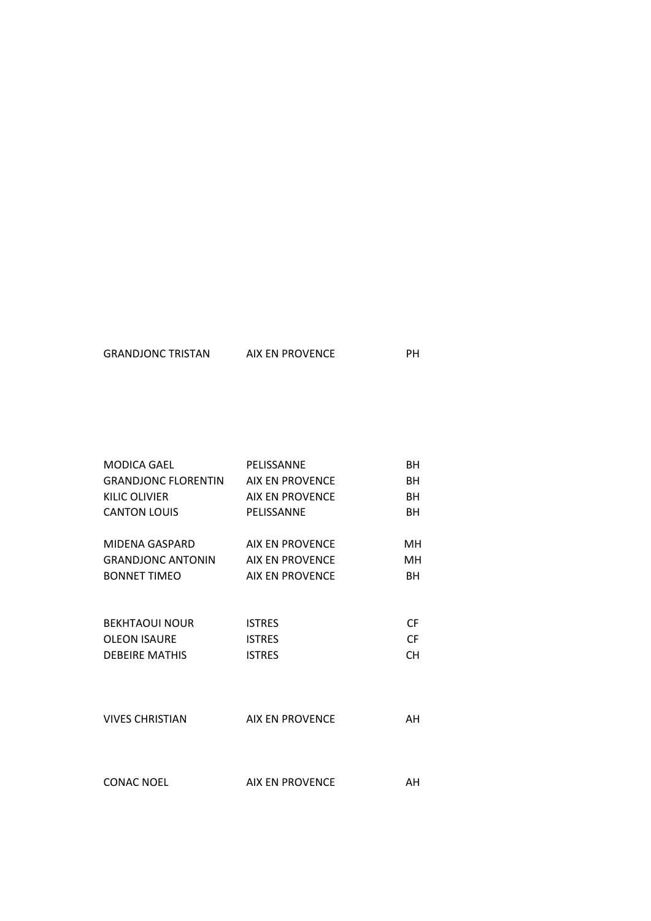| | | |
|---|---|---|
| GRANDJONC TRISTAN | AIX EN PROVENCE | PH |
| | | |
| MODICA GAEL | PELISSANNE | BH |
| GRANDJONC FLORENTIN | AIX EN PROVENCE | BH |
| KILIC OLIVIER | AIX EN PROVENCE | BH |
| CANTON LOUIS | PELISSANNE | BH |
| | | |
| MIDENA GASPARD | AIX EN PROVENCE | MH |
| GRANDJONC ANTONIN | AIX EN PROVENCE | MH |
| BONNET TIMEO | AIX EN PROVENCE | BH |
| | | |
| BEKHTAOUI NOUR | ISTRES | CF |
| OLEON ISAURE | ISTRES | CF |
| DEBEIRE MATHIS | ISTRES | CH |
| | | |
| VIVES CHRISTIAN | AIX EN PROVENCE | AH |
| | | |
| CONAC NOEL | AIX EN PROVENCE | AH |